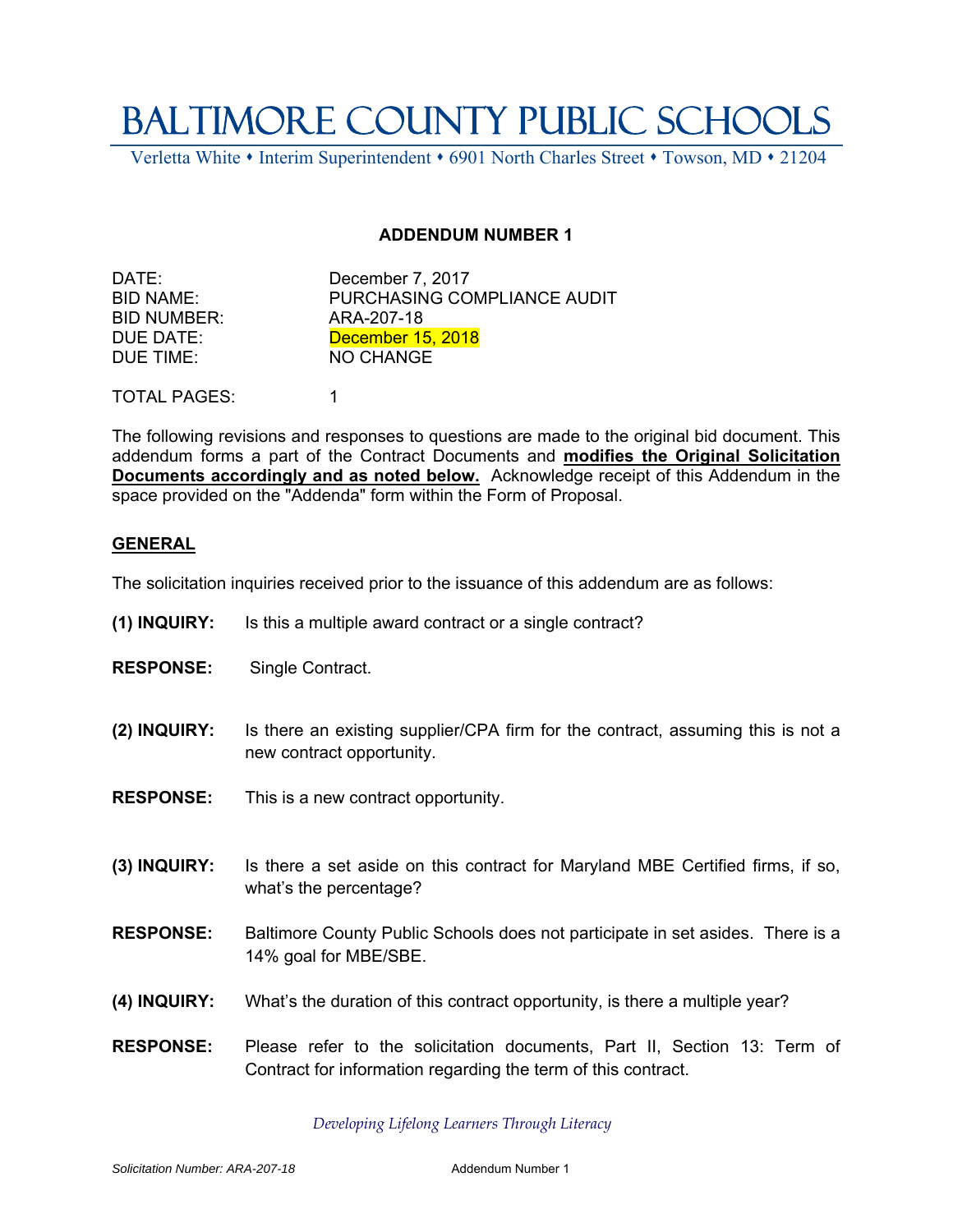# BALTIMORE COUNTY PUBLIC SCHOOLS

Verletta White • Interim Superintendent • 6901 North Charles Street • Towson, MD • 21204

## ADDENDUM NUMBER 1

| | |
|---|---|
| DATE: | December 7, 2017 |
| BID NAME: | PURCHASING COMPLIANCE AUDIT |
| BID NUMBER: | ARA-207-18 |
| DUE DATE: | December 15, 2018 |
| DUE TIME: | NO CHANGE |

TOTAL PAGES: 1

The following revisions and responses to questions are made to the original bid document. This addendum forms a part of the Contract Documents and **modifies the Original Solicitation Documents accordingly and as noted below.** Acknowledge receipt of this Addendum in the space provided on the "Addenda" form within the Form of Proposal.

### GENERAL

The solicitation inquiries received prior to the issuance of this addendum are as follows:

**(1) INQUIRY:** Is this a multiple award contract or a single contract?

**RESPONSE:** Single Contract.

**(2) INQUIRY:** Is there an existing supplier/CPA firm for the contract, assuming this is not a new contract opportunity.

**RESPONSE:** This is a new contract opportunity.

**(3) INQUIRY:** Is there a set aside on this contract for Maryland MBE Certified firms, if so, what's the percentage?

**RESPONSE:** Baltimore County Public Schools does not participate in set asides. There is a 14% goal for MBE/SBE.

**(4) INQUIRY:** What's the duration of this contract opportunity, is there a multiple year?

**RESPONSE:** Please refer to the solicitation documents, Part II, Section 13: Term of Contract for information regarding the term of this contract.

*Developing Lifelong Learners Through Literacy*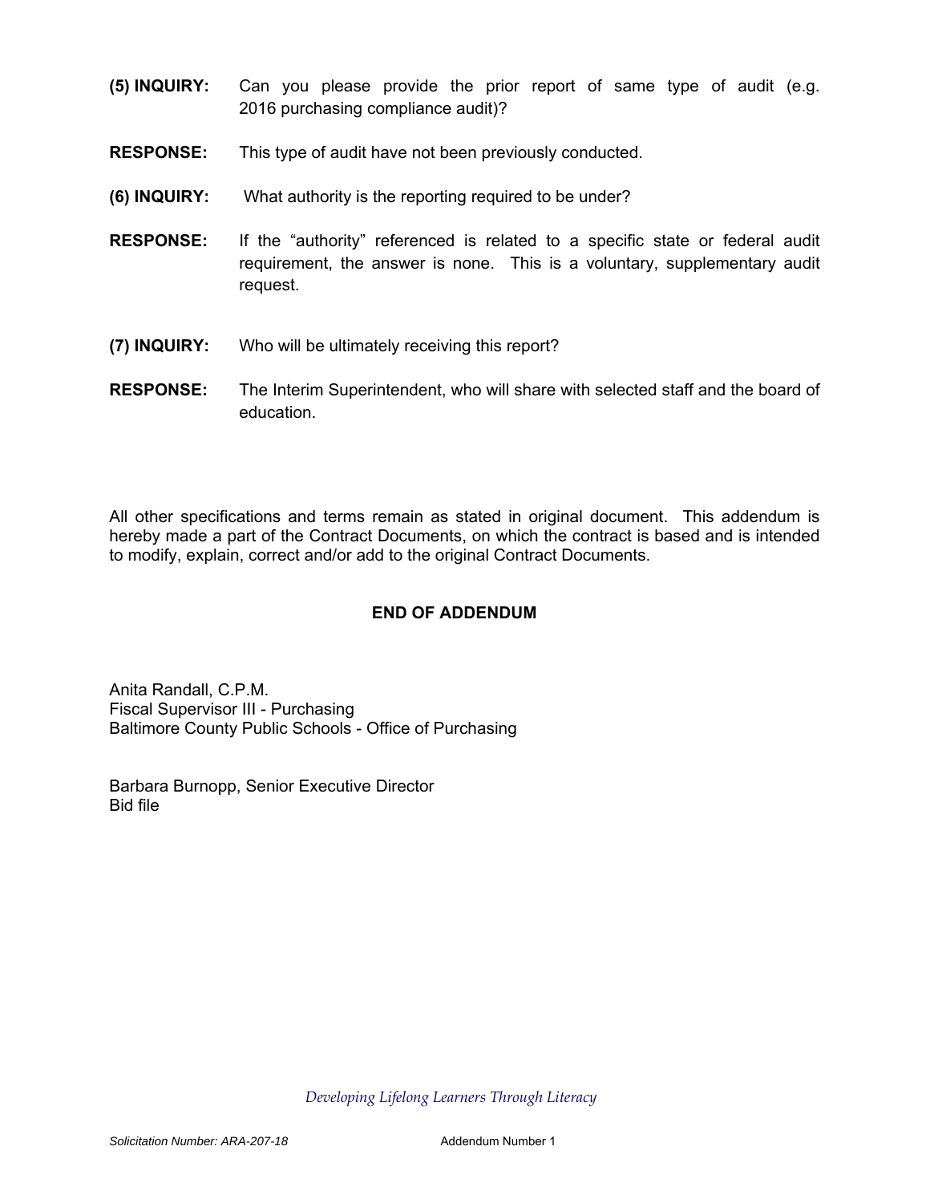**(5) INQUIRY:** Can you please provide the prior report of same type of audit (e.g. 2016 purchasing compliance audit)?

**RESPONSE:** This type of audit have not been previously conducted.

**(6) INQUIRY:** What authority is the reporting required to be under?

**RESPONSE:** If the "authority" referenced is related to a specific state or federal audit requirement, the answer is none. This is a voluntary, supplementary audit request.

**(7) INQUIRY:** Who will be ultimately receiving this report?

**RESPONSE:** The Interim Superintendent, who will share with selected staff and the board of education.

All other specifications and terms remain as stated in original document. This addendum is hereby made a part of the Contract Documents, on which the contract is based and is intended to modify, explain, correct and/or add to the original Contract Documents.

**END OF ADDENDUM**

Anita Randall, C.P.M.
Fiscal Supervisor III - Purchasing
Baltimore County Public Schools - Office of Purchasing

Barbara Burnopp, Senior Executive Director
Bid file

*Developing Lifelong Learners Through Literacy*

*Solicitation Number: ARA-207-18* Addendum Number 1